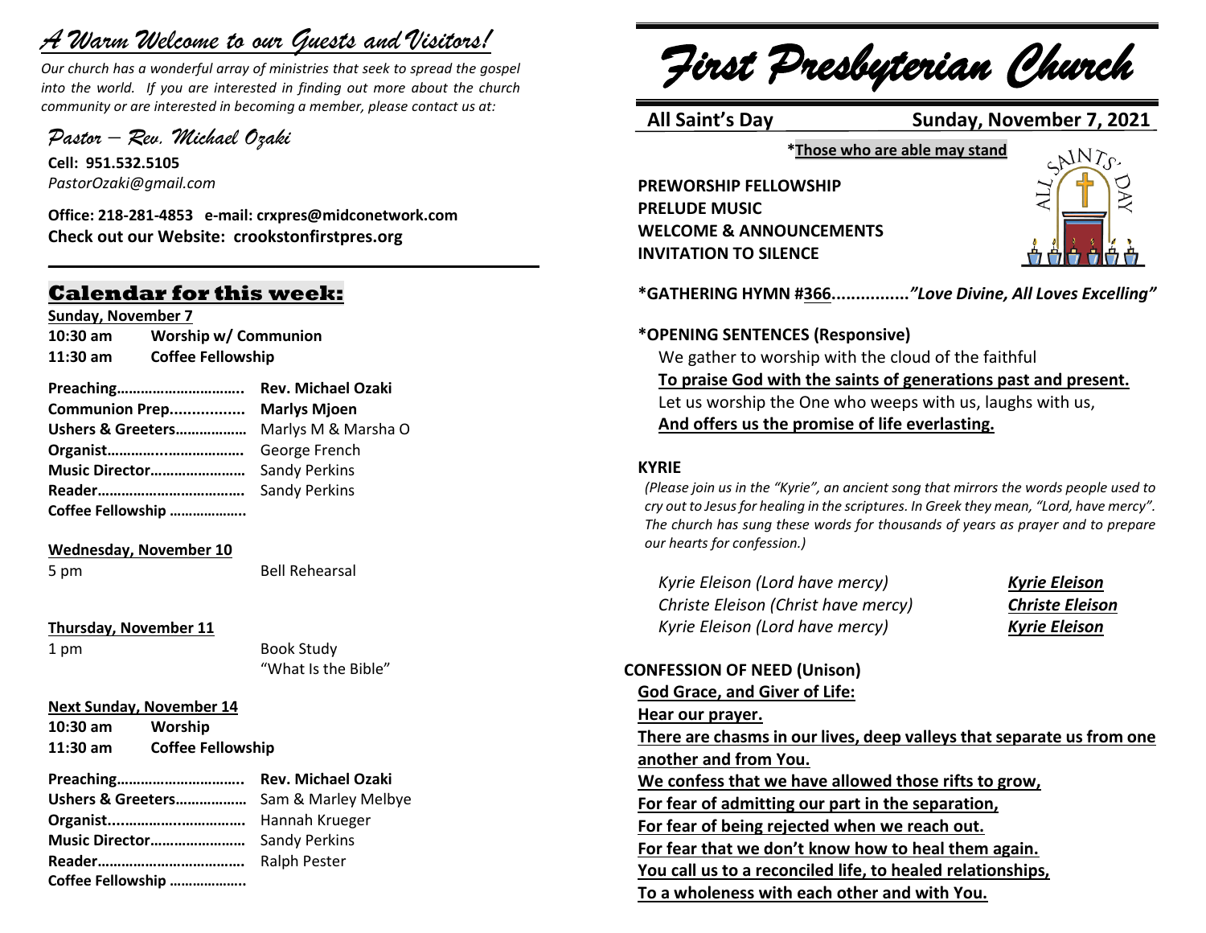# *A Warm Welcome to our Guests and Visitors!*

*Our church has a wonderful array of ministries that seek to spread the gospel into the world. If you are interested in finding out more about the church community or are interested in becoming a member, please contact us at:*

*Pastor – Rev. Michael Ozaki*

**Cell: 951.532.5105**
*PastorOzaki@gmail.com*

**Office: 218-281-4853 e-mail: crxpres@midconetwork.com**
**Check out our Website: crookstonfirstpres.org**

## Calendar for this week:

**Sunday, November 7**

**10:30 am** **Worship w/ Communion**
**11:30 am** **Coffee Fellowship**

**Preaching…………………………..** **Rev. Michael Ozaki**
**Communion Prep................** **Marlys Mjoen**
**Ushers & Greeters………………** Marlys M & Marsha O
**Organist……………..……………..** George French
**Music Director……………………** Sandy Perkins
**Reader………………………………..** Sandy Perkins
**Coffee Fellowship ………………..**

**Wednesday, November 10**

5 pm Bell Rehearsal

**Thursday, November 11**

1 pm Book Study
"What Is the Bible"

**Next Sunday, November 14**

**10:30 am** **Worship**
**11:30 am** **Coffee Fellowship**

**Preaching…………………………..** **Rev. Michael Ozaki**
**Ushers & Greeters………………** Sam & Marley Melbye
**Organist...............................** Hannah Krueger
**Music Director……………………** Sandy Perkins
**Reader………………………………..** Ralph Pester
**Coffee Fellowship ………………..**

# *First Presbyterian Church*

**All Saint's Day** **Sunday, November 7, 2021**

**\*Those who are able may stand**

**PREWORSHIP FELLOWSHIP**
**PRELUDE MUSIC**
**WELCOME & ANNOUNCEMENTS**
**INVITATION TO SILENCE**

**\*GATHERING HYMN #366...............*"Love Divine, All Loves Excelling"***

**\*OPENING SENTENCES (Responsive)**

We gather to worship with the cloud of the faithful
**To praise God with the saints of generations past and present.**
Let us worship the One who weeps with us, laughs with us,
**And offers us the promise of life everlasting.**

**KYRIE**

*(Please join us in the "Kyrie", an ancient song that mirrors the words people used to cry out to Jesus for healing in the scriptures. In Greek they mean, "Lord, have mercy". The church has sung these words for thousands of years as prayer and to prepare our hearts for confession.)*

*Kyrie Eleison (Lord have mercy)* ***Kyrie Eleison***
*Christe Eleison (Christ have mercy)* ***Christe Eleison***
*Kyrie Eleison (Lord have mercy)* ***Kyrie Eleison***

**CONFESSION OF NEED (Unison)**

**God Grace, and Giver of Life:**
**Hear our prayer.**
**There are chasms in our lives, deep valleys that separate us from one another and from You.**
**We confess that we have allowed those rifts to grow,**
**For fear of admitting our part in the separation,**
**For fear of being rejected when we reach out.**
**For fear that we don't know how to heal them again.**
**You call us to a reconciled life, to healed relationships,**
**To a wholeness with each other and with You.**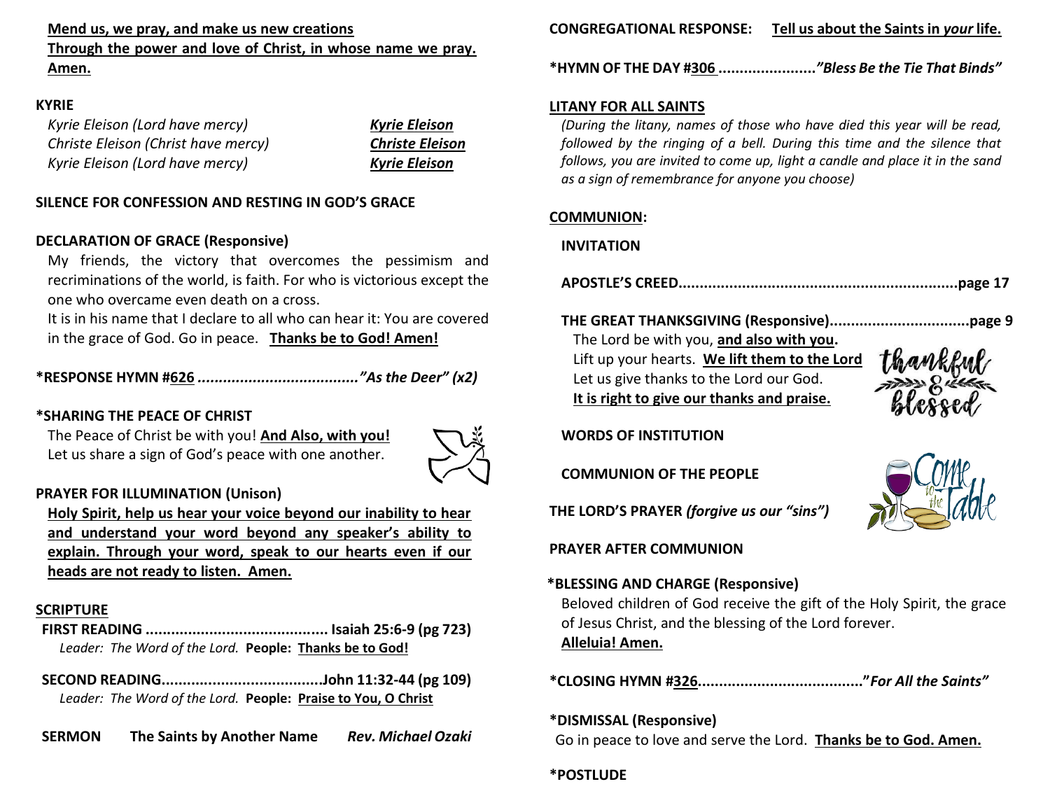**Mend us, we pray, and make us new creations**
**Through the power and love of Christ, in whose name we pray. Amen.**

**KYRIE**

*Kyrie Eleison (Lord have mercy)* ***Kyrie Eleison***
*Christe Eleison (Christ have mercy)* ***Christe Eleison***
*Kyrie Eleison (Lord have mercy)* ***Kyrie Eleison***

**SILENCE FOR CONFESSION AND RESTING IN GOD'S GRACE**

**DECLARATION OF GRACE (Responsive)**

My friends, the victory that overcomes the pessimism and recriminations of the world, is faith. For who is victorious except the one who overcame even death on a cross.
It is in his name that I declare to all who can hear it: You are covered in the grace of God. Go in peace. **Thanks be to God! Amen!**

**\*RESPONSE HYMN #626** ...................................... *"As the Deer" (x2)*

**\*SHARING THE PEACE OF CHRIST**

The Peace of Christ be with you! **And Also, with you!**
Let us share a sign of God's peace with one another.

**PRAYER FOR ILLUMINATION (Unison)**

**Holy Spirit, help us hear your voice beyond our inability to hear and understand your word beyond any speaker's ability to explain. Through your word, speak to our hearts even if our heads are not ready to listen. Amen.**

**SCRIPTURE**

**FIRST READING** ........................................... **Isaiah 25:6-9 (pg 723)**
*Leader: The Word of the Lord.* **People: Thanks be to God!**

**SECOND READING**...................................... **John 11:32-44 (pg 109)**
*Leader: The Word of the Lord.* **People: Praise to You, O Christ**

**SERMON** **The Saints by Another Name** ***Rev. Michael Ozaki***

**CONGREGATIONAL RESPONSE: Tell us about the Saints in *your* life.**

**\*HYMN OF THE DAY #306** ....................... ***"Bless Be the Tie That Binds"***

**LITANY FOR ALL SAINTS**

*(During the litany, names of those who have died this year will be read, followed by the ringing of a bell. During this time and the silence that follows, you are invited to come up, light a candle and place it in the sand as a sign of remembrance for anyone you choose)*

**COMMUNION:**

**INVITATION**

**APOSTLE'S CREED**................................................................**page 17**

**THE GREAT THANKSGIVING (Responsive)**.................................**page 9**

The Lord be with you, **and also with you.**
Lift up your hearts. **We lift them to the Lord**
Let us give thanks to the Lord our God.
**It is right to give our thanks and praise.**

thankful & blessed

**WORDS OF INSTITUTION**

**COMMUNION OF THE PEOPLE**

Come to the Table

**THE LORD'S PRAYER** ***(forgive us our "sins")***

**PRAYER AFTER COMMUNION**

**\*BLESSING AND CHARGE (Responsive)**

Beloved children of God receive the gift of the Holy Spirit, the grace of Jesus Christ, and the blessing of the Lord forever.
**Alleluia! Amen.**

**\*CLOSING HYMN #326**......................................***"For All the Saints"***

**\*DISMISSAL (Responsive)**

Go in peace to love and serve the Lord. **Thanks be to God. Amen.**

**\*POSTLUDE**